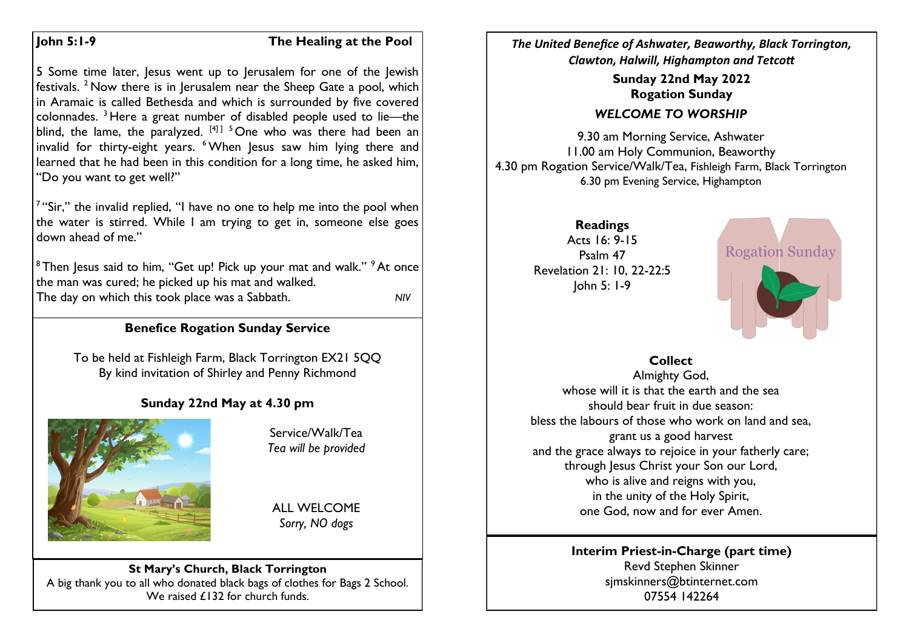**John 5:1-9** **The Healing at the Pool**

5 Some time later, Jesus went up to Jerusalem for one of the Jewish festivals. [2] Now there is in Jerusalem near the Sheep Gate a pool, which in Aramaic is called Bethesda and which is surrounded by five covered colonnades. [3] Here a great number of disabled people used to lie—the blind, the lame, the paralyzed. [4] [5] One who was there had been an invalid for thirty-eight years. [6] When Jesus saw him lying there and learned that he had been in this condition for a long time, he asked him, "Do you want to get well?"

[7] "Sir," the invalid replied, "I have no one to help me into the pool when the water is stirred. While I am trying to get in, someone else goes down ahead of me."

[8] Then Jesus said to him, "Get up! Pick up your mat and walk." [9] At once the man was cured; he picked up his mat and walked.
The day on which this took place was a Sabbath. *NIV*

**Benefice Rogation Sunday Service**

To be held at Fishleigh Farm, Black Torrington EX21 5QQ
By kind invitation of Shirley and Penny Richmond

**Sunday 22nd May at 4.30 pm**

Service/Walk/Tea
*Tea will be provided*

ALL WELCOME
*Sorry, NO dogs*

**St Mary's Church, Black Torrington**
A big thank you to all who donated black bags of clothes for Bags 2 School.
We raised £132 for church funds.

***The United Benefice of Ashwater, Beaworthy, Black Torrington, Clawton, Halwill, Highampton and Tetcott***

**Sunday 22nd May 2022**
**Rogation Sunday**

***WELCOME TO WORSHIP***

9.30 am Morning Service, Ashwater
11.00 am Holy Communion, Beaworthy
4.30 pm Rogation Service/Walk/Tea, Fishleigh Farm, Black Torrington
6.30 pm Evening Service, Highampton

**Readings**
Acts 16: 9-15
Psalm 47
Revelation 21: 10, 22-22:5
John 5: 1-9

Rogation Sunday

**Collect**
Almighty God,
whose will it is that the earth and the sea
should bear fruit in due season:
bless the labours of those who work on land and sea,
grant us a good harvest
and the grace always to rejoice in your fatherly care;
through Jesus Christ your Son our Lord,
who is alive and reigns with you,
in the unity of the Holy Spirit,
one God, now and for ever Amen.

**Interim Priest-in-Charge (part time)**
Revd Stephen Skinner
sjmskinners@btinternet.com
07554 142264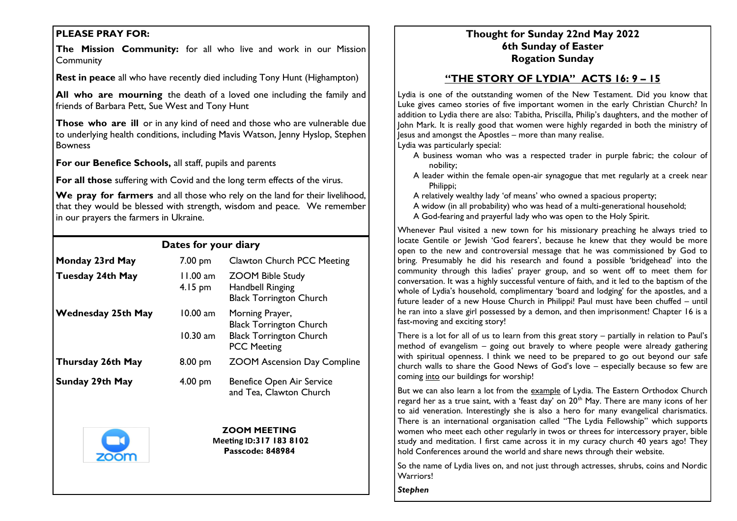**PLEASE PRAY FOR:**

**The Mission Community:** for all who live and work in our Mission Community

**Rest in peace** all who have recently died including Tony Hunt (Highampton)

**All who are mourning** the death of a loved one including the family and friends of Barbara Pett, Sue West and Tony Hunt

**Those who are ill** or in any kind of need and those who are vulnerable due to underlying health conditions, including Mavis Watson, Jenny Hyslop, Stephen Bowness

**For our Benefice Schools,** all staff, pupils and parents

**For all those** suffering with Covid and the long term effects of the virus.

**We pray for farmers** and all those who rely on the land for their livelihood, that they would be blessed with strength, wisdom and peace. We remember in our prayers the farmers in Ukraine.

## Dates for your diary

| | | |
|---|---|---|
| **Monday 23rd May** | 7.00 pm | Clawton Church PCC Meeting |
| **Tuesday 24th May** | 11.00 am | ZOOM Bible Study |
| | 4.15 pm | Handbell Ringing Black Torrington Church |
| **Wednesday 25th May** | 10.00 am | Morning Prayer, Black Torrington Church |
| | 10.30 am | Black Torrington Church PCC Meeting |
| **Thursday 26th May** | 8.00 pm | ZOOM Ascension Day Compline |
| **Sunday 29th May** | 4.00 pm | Benefice Open Air Service and Tea, Clawton Church |

**ZOOM MEETING**
**Meeting ID:317 183 8102**
**Passcode: 848984**

## Thought for Sunday 22nd May 2022
## 6th Sunday of Easter
## Rogation Sunday

### "THE STORY OF LYDIA" ACTS 16: 9 – 15

Lydia is one of the outstanding women of the New Testament. Did you know that Luke gives cameo stories of five important women in the early Christian Church? In addition to Lydia there are also: Tabitha, Priscilla, Philip's daughters, and the mother of John Mark. It is really good that women were highly regarded in both the ministry of Jesus and amongst the Apostles – more than many realise.

Lydia was particularly special:

- A business woman who was a respected trader in purple fabric; the colour of nobility;
- A leader within the female open-air synagogue that met regularly at a creek near Philippi;
- A relatively wealthy lady 'of means' who owned a spacious property;
- A widow (in all probability) who was head of a multi-generational household;
- A God-fearing and prayerful lady who was open to the Holy Spirit.

Whenever Paul visited a new town for his missionary preaching he always tried to locate Gentile or Jewish 'God fearers', because he knew that they would be more open to the new and controversial message that he was commissioned by God to bring. Presumably he did his research and found a possible 'bridgehead' into the community through this ladies' prayer group, and so went off to meet them for conversation. It was a highly successful venture of faith, and it led to the baptism of the whole of Lydia's household, complimentary 'board and lodging' for the apostles, and a future leader of a new House Church in Philippi! Paul must have been chuffed – until he ran into a slave girl possessed by a demon, and then imprisonment! Chapter 16 is a fast-moving and exciting story!

There is a lot for all of us to learn from this great story – partially in relation to Paul's method of evangelism – going out bravely to where people were already gathering with spiritual openness. I think we need to be prepared to go out beyond our safe church walls to share the Good News of God's love – especially because so few are coming <u>into</u> our buildings for worship!

But we can also learn a lot from the <u>example</u> of Lydia. The Eastern Orthodox Church regard her as a true saint, with a 'feast day' on 20th May. There are many icons of her to aid veneration. Interestingly she is also a hero for many evangelical charismatics. There is an international organisation called "The Lydia Fellowship" which supports women who meet each other regularly in twos or threes for intercessory prayer, bible study and meditation. I first came across it in my curacy church 40 years ago! They hold Conferences around the world and share news through their website.

So the name of Lydia lives on, and not just through actresses, shrubs, coins and Nordic Warriors!

***Stephen***